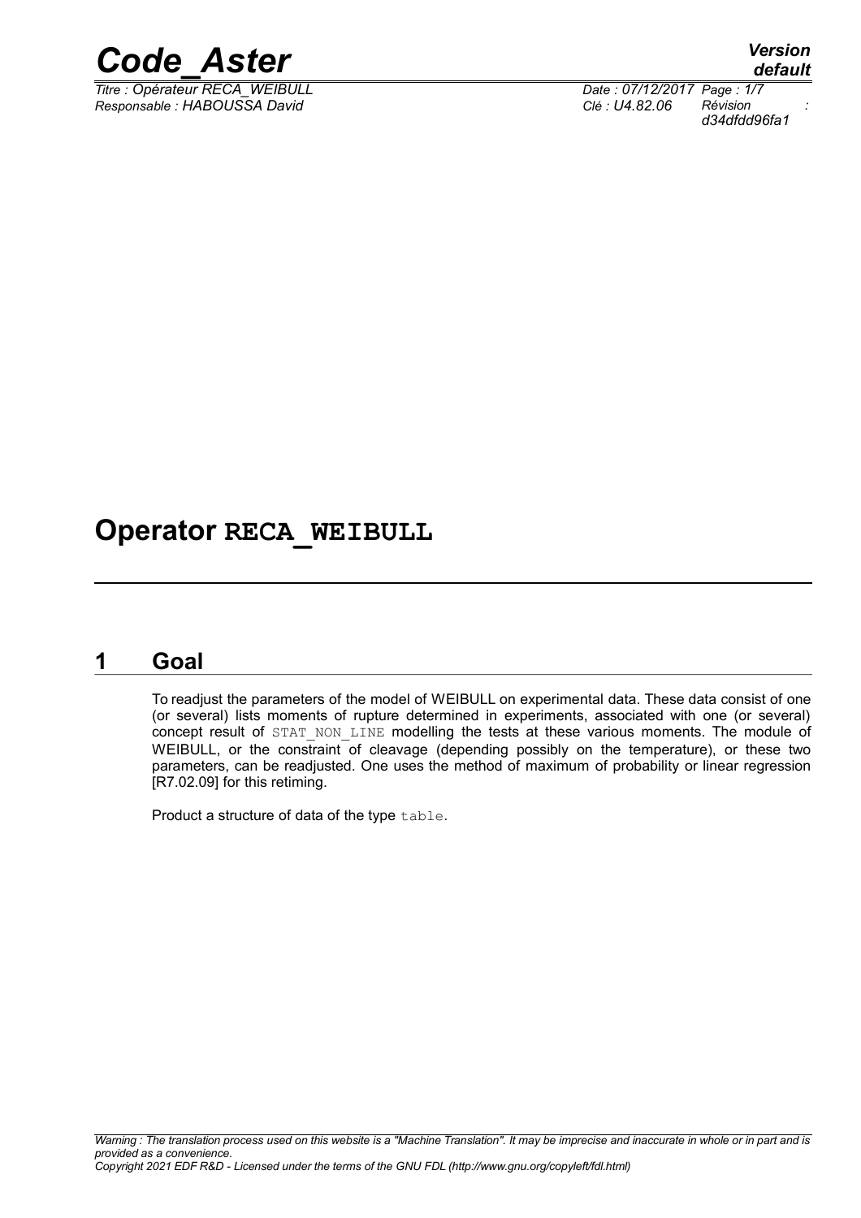# Operator RECA_WEIBULL

## 1 Goal

To readjust the parameters of the model of WEIBULL on experimental data. These data consist of one (or several) lists moments of rupture determined in experiments, associated with one (or several) concept result of STAT_NON_LINE modelling the tests at these various moments. The module of WEIBULL, or the constraint of cleavage (depending possibly on the temperature), or these two parameters, can be readjusted. One uses the method of maximum of probability or linear regression [R7.02.09] for this retiming.

Product a structure of data of the type table.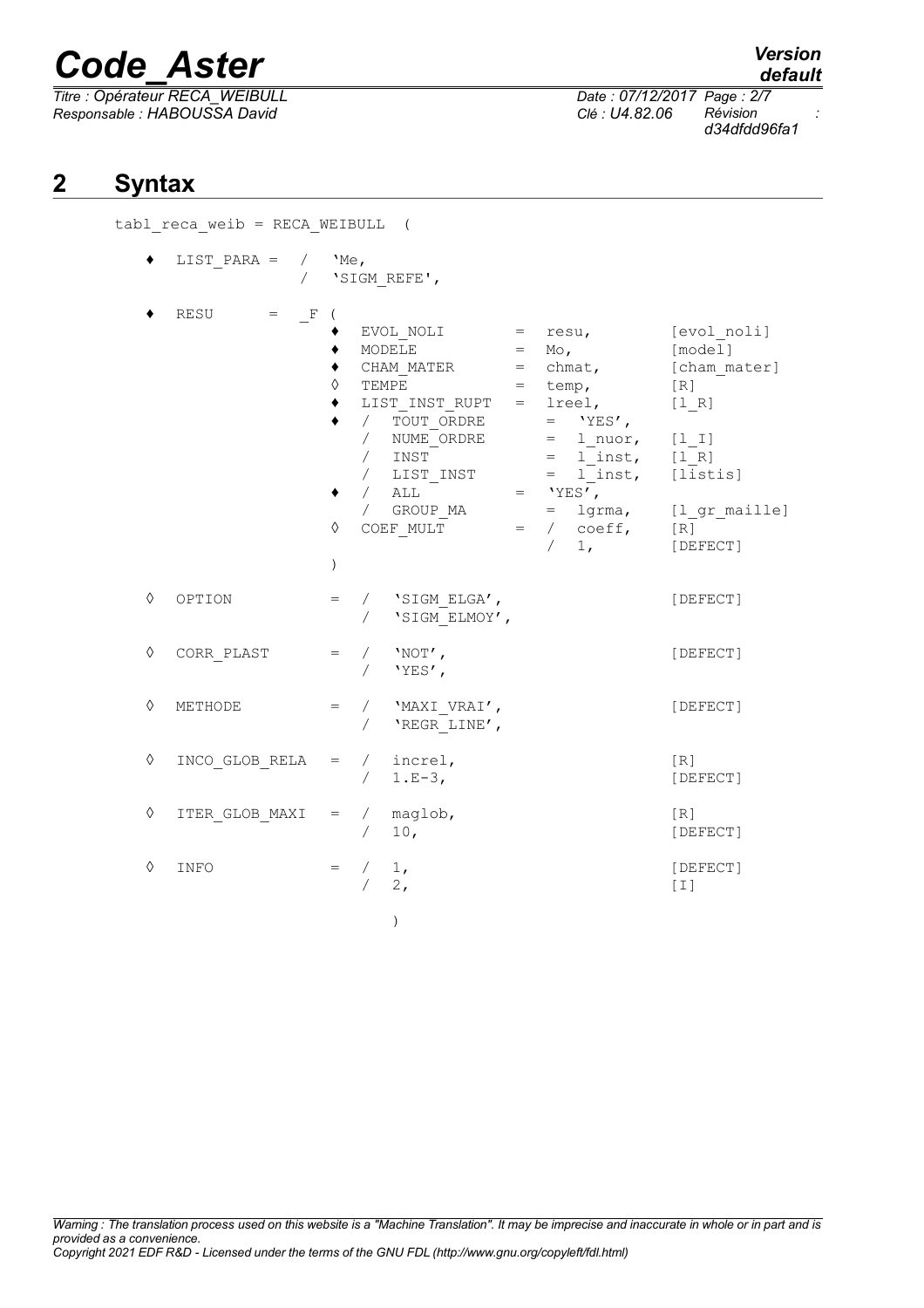## 2 Syntax

```
tabl_reca_weib = RECA_WEIBULL  (

   ♦  LIST_PARA =  /   'Me,
                   /   'SIGM_REFE',

   ♦  RESU      =  _F (
                      ♦  EVOL_NOLI        =  resu,         [evol_noli]
                      ♦  MODELE           =  Mo,           [model]
                      ♦  CHAM_MATER       =  chmat,        [cham_mater]
                      ◊  TEMPE            =  temp,         [R]
                      ♦  LIST_INST_RUPT   =  lreel,        [l_R]
                      ♦  /  TOUT_ORDRE       =  'YES',
                         /  NUME_ORDRE       =  l_nuor,    [l_I]
                         /  INST             =  l_inst,    [l_R]
                         /  LIST_INST        =  l_inst,    [listis]
                      ♦  /  ALL           =  'YES',
                         /  GROUP_MA         =  lgrma,     [l_gr_maille]
                      ◊  COEF_MULT        =  /  coeff,     [R]
                                             /  1,         [DEFECT]
                      )

   ◊  OPTION          =  /  'SIGM_ELGA',                   [DEFECT]
                         /  'SIGM_ELMOY',

   ◊  CORR_PLAST      =  /  'NOT',                         [DEFECT]
                         /  'YES',

   ◊  METHODE         =  /  'MAXI_VRAI',                   [DEFECT]
                         /  'REGR_LINE',

   ◊  INCO_GLOB_RELA  =  /  increl,                        [R]
                         /  1.E-3,                         [DEFECT]

   ◊  ITER_GLOB_MAXI  =  /  maglob,                        [R]
                         /  10,                            [DEFECT]

   ◊  INFO            =  /  1,                             [DEFECT]
                         /  2,                             [I]

                            )
```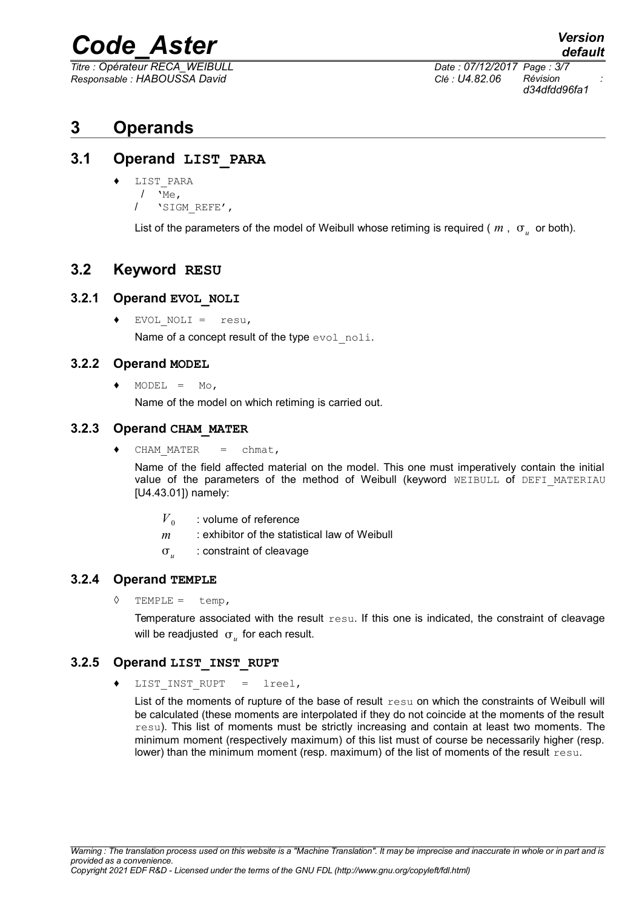# 3 Operands

## 3.1 Operand LIST_PARA

♦ LIST_PARA
  / 'Me,
  / 'SIGM_REFE',

List of the parameters of the model of Weibull whose retiming is required ( $m$ , $\sigma_u$ or both).

## 3.2 Keyword RESU

### 3.2.1 Operand EVOL_NOLI

♦ EVOL_NOLI = resu,

Name of a concept result of the type evol_noli.

### 3.2.2 Operand MODEL

♦ MODEL = Mo,

Name of the model on which retiming is carried out.

### 3.2.3 Operand CHAM_MATER

♦ CHAM_MATER = chmat,

Name of the field affected material on the model. This one must imperatively contain the initial value of the parameters of the method of Weibull (keyword WEIBULL of DEFI_MATERIAU [U4.43.01]) namely:

- $V_0$ : volume of reference
- $m$ : exhibitor of the statistical law of Weibull
- $\sigma_u$ : constraint of cleavage

### 3.2.4 Operand TEMPLE

◊ TEMPLE = temp,

Temperature associated with the result resu. If this one is indicated, the constraint of cleavage will be readjusted $\sigma_u$ for each result.

### 3.2.5 Operand LIST_INST_RUPT

♦ LIST_INST_RUPT = lreel,

List of the moments of rupture of the base of result resu on which the constraints of Weibull will be calculated (these moments are interpolated if they do not coincide at the moments of the result resu). This list of moments must be strictly increasing and contain at least two moments. The minimum moment (respectively maximum) of this list must of course be necessarily higher (resp. lower) than the minimum moment (resp. maximum) of the list of moments of the result resu.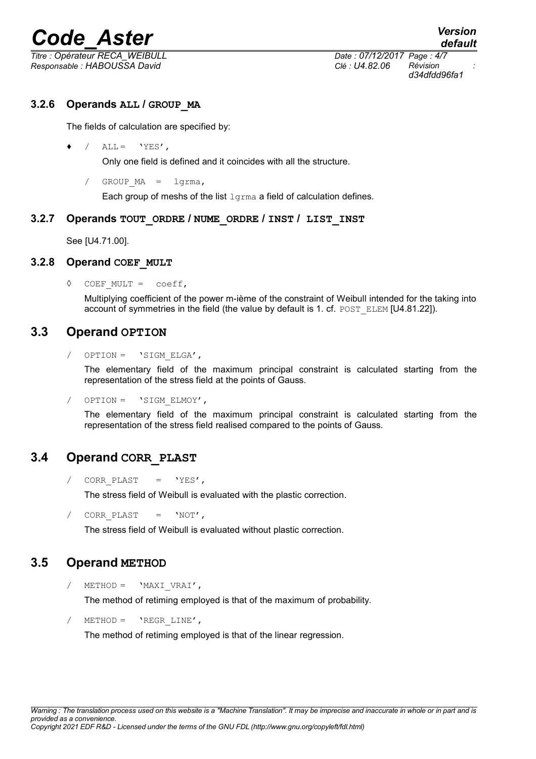### 3.2.6 Operands ALL / GROUP_MA

The fields of calculation are specified by:

♦ / ALL = 'YES',

Only one field is defined and it coincides with all the structure.

/ GROUP_MA = lgrma,

Each group of meshs of the list lgrma a field of calculation defines.

### 3.2.7 Operands TOUT_ORDRE / NUME_ORDRE / INST / LIST_INST

See [U4.71.00].

### 3.2.8 Operand COEF_MULT

◊ COEF_MULT = coeff,

Multiplying coefficient of the power m-ième of the constraint of Weibull intended for the taking into account of symmetries in the field (the value by default is 1. cf. POST_ELEM [U4.81.22]).

## 3.3 Operand OPTION

/ OPTION = 'SIGM_ELGA',

The elementary field of the maximum principal constraint is calculated starting from the representation of the stress field at the points of Gauss.

/ OPTION = 'SIGM_ELMOY',

The elementary field of the maximum principal constraint is calculated starting from the representation of the stress field realised compared to the points of Gauss.

## 3.4 Operand CORR_PLAST

/ CORR_PLAST = 'YES',

The stress field of Weibull is evaluated with the plastic correction.

/ CORR_PLAST = 'NOT',

The stress field of Weibull is evaluated without plastic correction.

## 3.5 Operand METHOD

/ METHOD = 'MAXI_VRAI',

The method of retiming employed is that of the maximum of probability.

/ METHOD = 'REGR_LINE',

The method of retiming employed is that of the linear regression.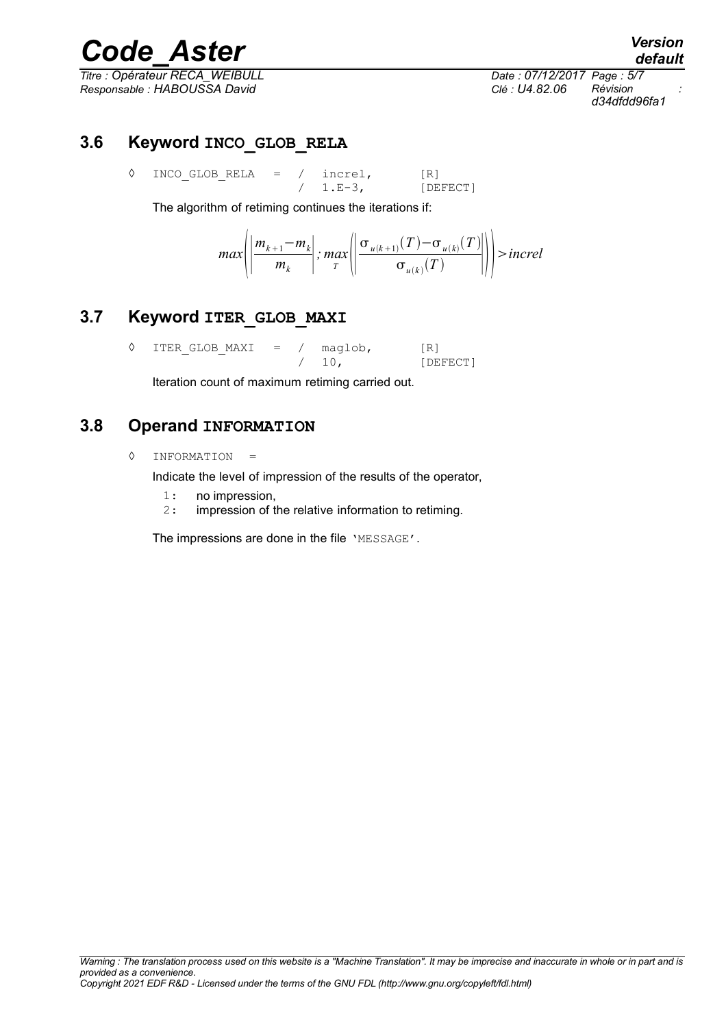## 3.6 Keyword INCO_GLOB_RELA

```
◊  INCO_GLOB_RELA  =  /  increl,      [R]
                      /  1.E-3,       [DEFECT]
```

The algorithm of retiming continues the iterations if:

$$max\left(\left|\frac{m_{k+1}-m_k}{m_k}\right|;\max_T\left(\left|\frac{\sigma_{u(k+1)}(T)-\sigma_{u(k)}(T)}{\sigma_{u(k)}(T)}\right|\right)\right)>increl$$

## 3.7 Keyword ITER_GLOB_MAXI

```
◊  ITER_GLOB_MAXI  =  /  maglob,      [R]
                      /  10,          [DEFECT]
```

Iteration count of maximum retiming carried out.

## 3.8 Operand INFORMATION

```
◊  INFORMATION  =
```

Indicate the level of impression of the results of the operator,

- 1: no impression,
- 2: impression of the relative information to retiming.

The impressions are done in the file 'MESSAGE'.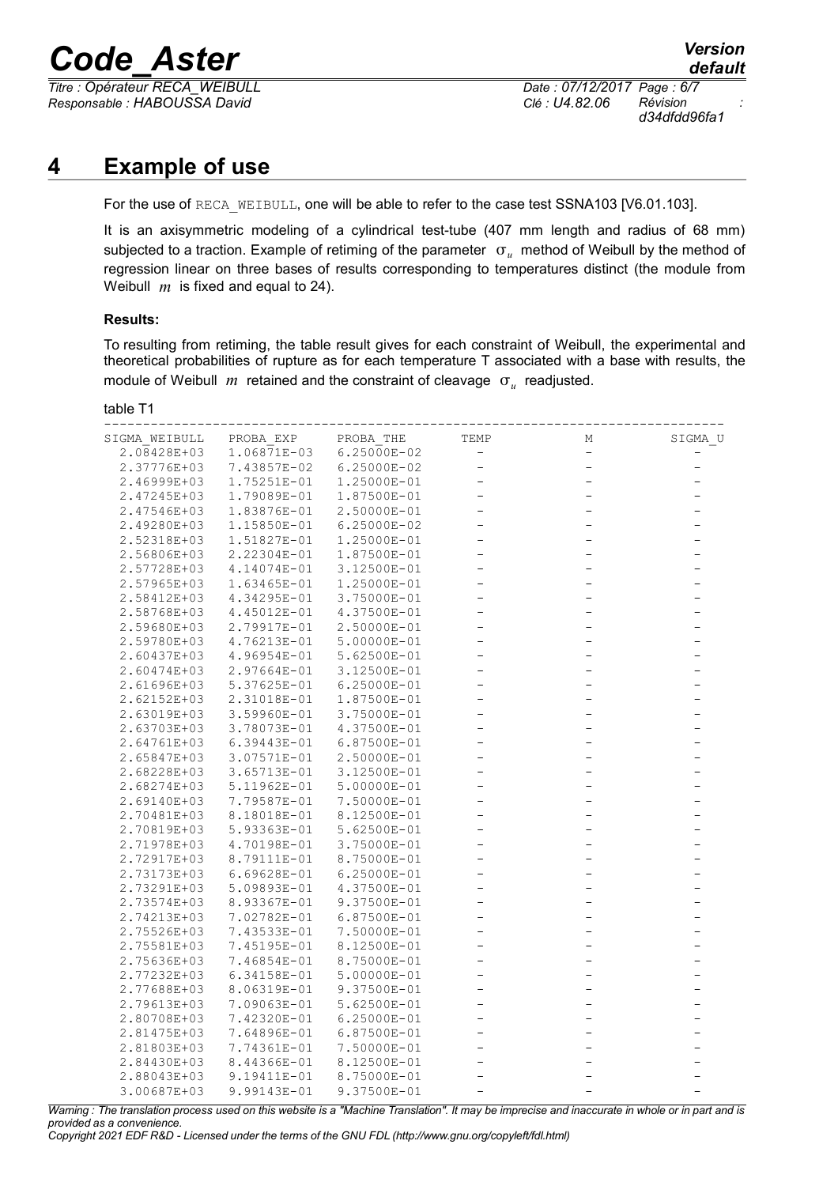# 4 Example of use

For the use of RECA_WEIBULL, one will be able to refer to the case test SSNA103 [V6.01.103].

It is an axisymmetric modeling of a cylindrical test-tube (407 mm length and radius of 68 mm) subjected to a traction. Example of retiming of the parameter $\sigma_u$ method of Weibull by the method of regression linear on three bases of results corresponding to temperatures distinct (the module from Weibull $m$ is fixed and equal to 24).

**Results:**

To resulting from retiming, the table result gives for each constraint of Weibull, the experimental and theoretical probabilities of rupture as for each temperature T associated with a base with results, the module of Weibull $m$ retained and the constraint of cleavage $\sigma_u$ readjusted.

table T1

| SIGMA_WEIBULL | PROBA_EXP | PROBA_THE | TEMP | M | SIGMA_U |
|---|---|---|---|---|---|
| 2.08428E+03 | 1.06871E-03 | 6.25000E-02 | - | - | - |
| 2.37776E+03 | 7.43857E-02 | 6.25000E-02 | - | - | - |
| 2.46999E+03 | 1.75251E-01 | 1.25000E-01 | - | - | - |
| 2.47245E+03 | 1.79089E-01 | 1.87500E-01 | - | - | - |
| 2.47546E+03 | 1.83876E-01 | 2.50000E-01 | - | - | - |
| 2.49280E+03 | 1.15850E-01 | 6.25000E-02 | - | - | - |
| 2.52318E+03 | 1.51827E-01 | 1.25000E-01 | - | - | - |
| 2.56806E+03 | 2.22304E-01 | 1.87500E-01 | - | - | - |
| 2.57728E+03 | 4.14074E-01 | 3.12500E-01 | - | - | - |
| 2.57965E+03 | 1.63465E-01 | 1.25000E-01 | - | - | - |
| 2.58412E+03 | 4.34295E-01 | 3.75000E-01 | - | - | - |
| 2.58768E+03 | 4.45012E-01 | 4.37500E-01 | - | - | - |
| 2.59680E+03 | 2.79917E-01 | 2.50000E-01 | - | - | - |
| 2.59780E+03 | 4.76213E-01 | 5.00000E-01 | - | - | - |
| 2.60437E+03 | 4.96954E-01 | 5.62500E-01 | - | - | - |
| 2.60474E+03 | 2.97664E-01 | 3.12500E-01 | - | - | - |
| 2.61696E+03 | 5.37625E-01 | 6.25000E-01 | - | - | - |
| 2.62152E+03 | 2.31018E-01 | 1.87500E-01 | - | - | - |
| 2.63019E+03 | 3.59960E-01 | 3.75000E-01 | - | - | - |
| 2.63703E+03 | 3.78073E-01 | 4.37500E-01 | - | - | - |
| 2.64761E+03 | 6.39443E-01 | 6.87500E-01 | - | - | - |
| 2.65847E+03 | 3.07571E-01 | 2.50000E-01 | - | - | - |
| 2.68228E+03 | 3.65713E-01 | 3.12500E-01 | - | - | - |
| 2.68274E+03 | 5.11962E-01 | 5.00000E-01 | - | - | - |
| 2.69140E+03 | 7.79587E-01 | 7.50000E-01 | - | - | - |
| 2.70481E+03 | 8.18018E-01 | 8.12500E-01 | - | - | - |
| 2.70819E+03 | 5.93363E-01 | 5.62500E-01 | - | - | - |
| 2.71978E+03 | 4.70198E-01 | 3.75000E-01 | - | - | - |
| 2.72917E+03 | 8.79111E-01 | 8.75000E-01 | - | - | - |
| 2.73173E+03 | 6.69628E-01 | 6.25000E-01 | - | - | - |
| 2.73291E+03 | 5.09893E-01 | 4.37500E-01 | - | - | - |
| 2.73574E+03 | 8.93367E-01 | 9.37500E-01 | - | - | - |
| 2.74213E+03 | 7.02782E-01 | 6.87500E-01 | - | - | - |
| 2.75526E+03 | 7.43533E-01 | 7.50000E-01 | - | - | - |
| 2.75581E+03 | 7.45195E-01 | 8.12500E-01 | - | - | - |
| 2.75636E+03 | 7.46854E-01 | 8.75000E-01 | - | - | - |
| 2.77232E+03 | 6.34158E-01 | 5.00000E-01 | - | - | - |
| 2.77688E+03 | 8.06319E-01 | 9.37500E-01 | - | - | - |
| 2.79613E+03 | 7.09063E-01 | 5.62500E-01 | - | - | - |
| 2.80708E+03 | 7.42320E-01 | 6.25000E-01 | - | - | - |
| 2.81475E+03 | 7.64896E-01 | 6.87500E-01 | - | - | - |
| 2.81803E+03 | 7.74361E-01 | 7.50000E-01 | - | - | - |
| 2.84430E+03 | 8.44366E-01 | 8.12500E-01 | - | - | - |
| 2.88043E+03 | 9.19411E-01 | 8.75000E-01 | - | - | - |
| 3.00687E+03 | 9.99143E-01 | 9.37500E-01 | - | - | - |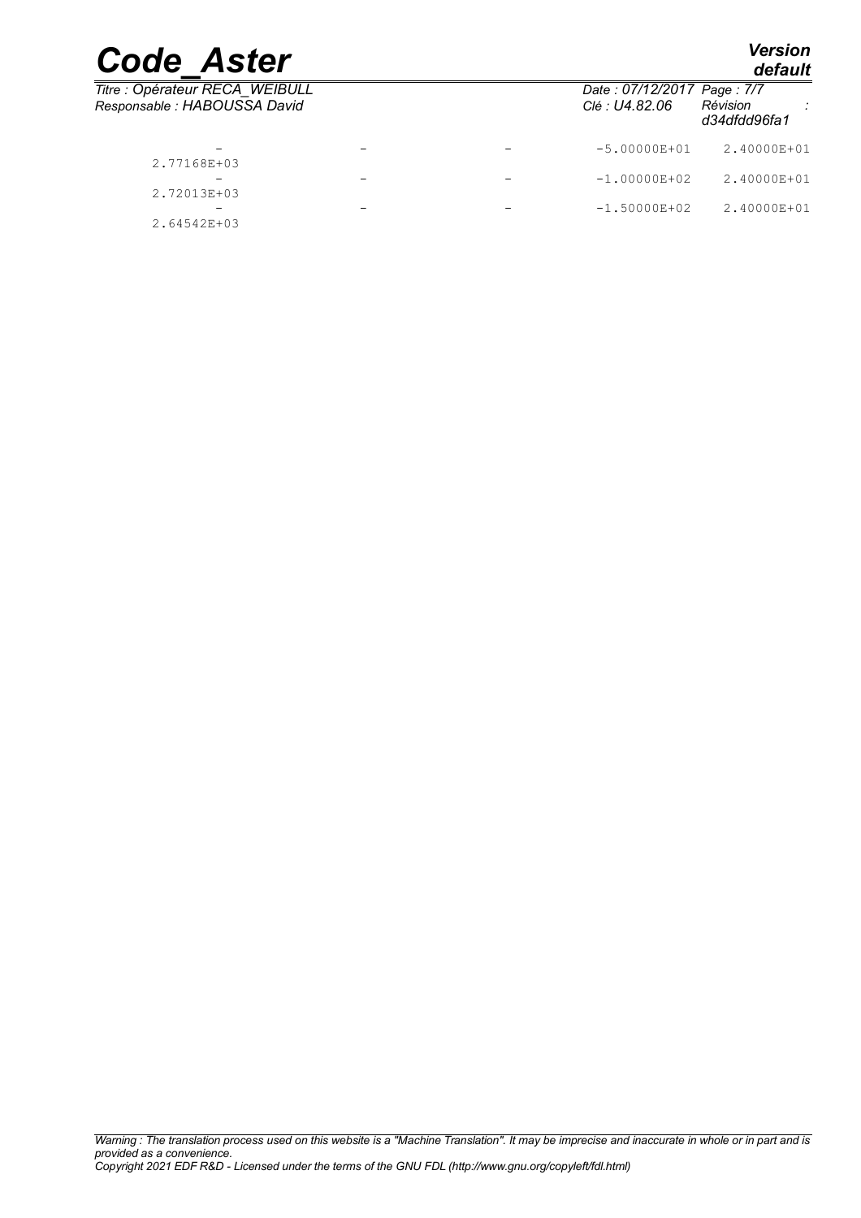| | | | | |
|---|---|---|---|---|
| -2.77168E+03 | - | - | -5.00000E+01 | 2.40000E+01 |
| -2.72013E+03 | - | - | -1.00000E+02 | 2.40000E+01 |
| -2.64542E+03 | - | - | -1.50000E+02 | 2.40000E+01 |

*Warning : The translation process used on this website is a "Machine Translation". It may be imprecise and inaccurate in whole or in part and is provided as a convenience.*
*Copyright 2021 EDF R&D - Licensed under the terms of the GNU FDL (http://www.gnu.org/copyleft/fdl.html)*